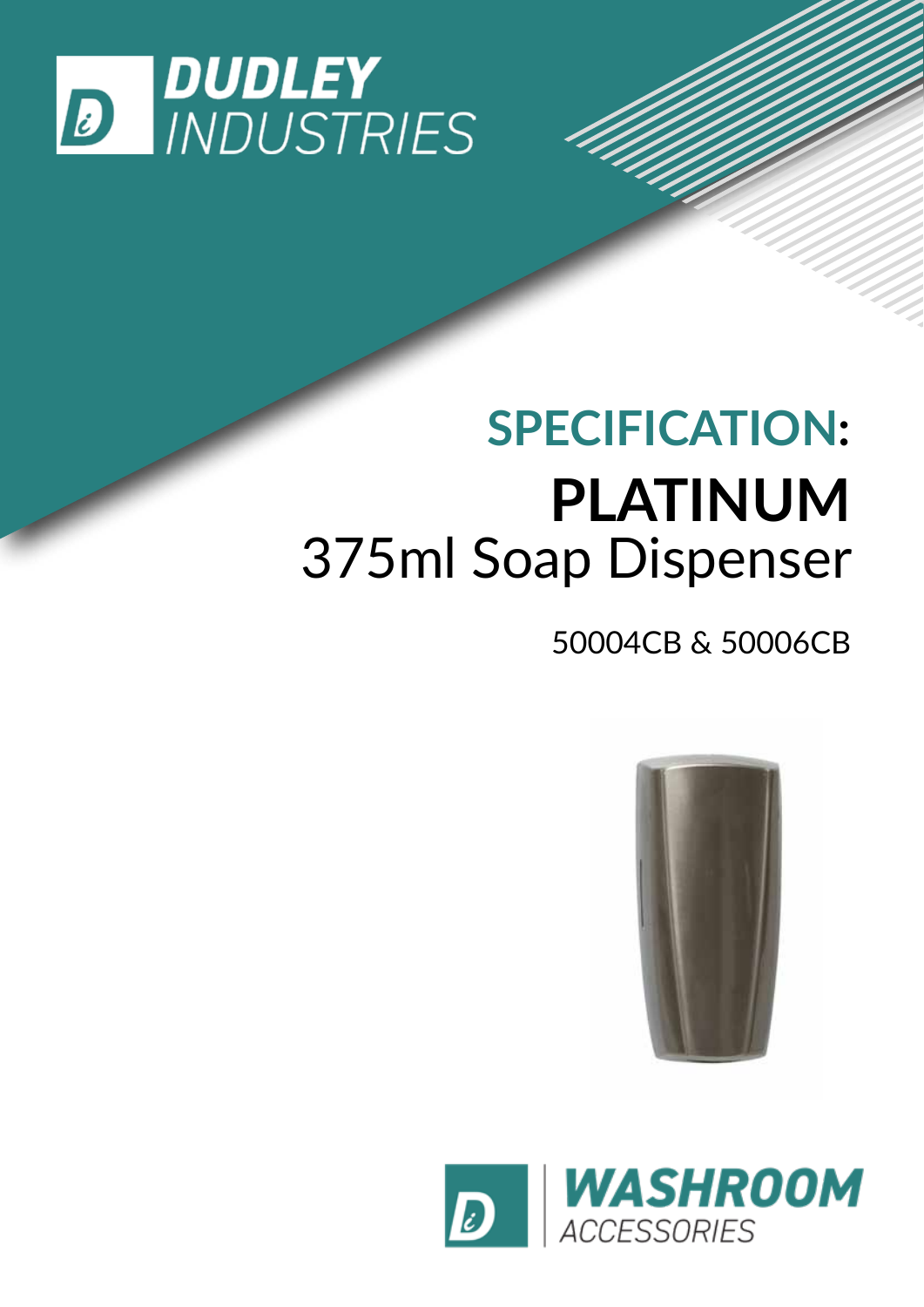DUDLEY INDUSTRIES

# SPECIFICATION: PLATINUM
## 375ml Soap Dispenser

50004CB & 50006CB

WASHROOM ACCESSORIES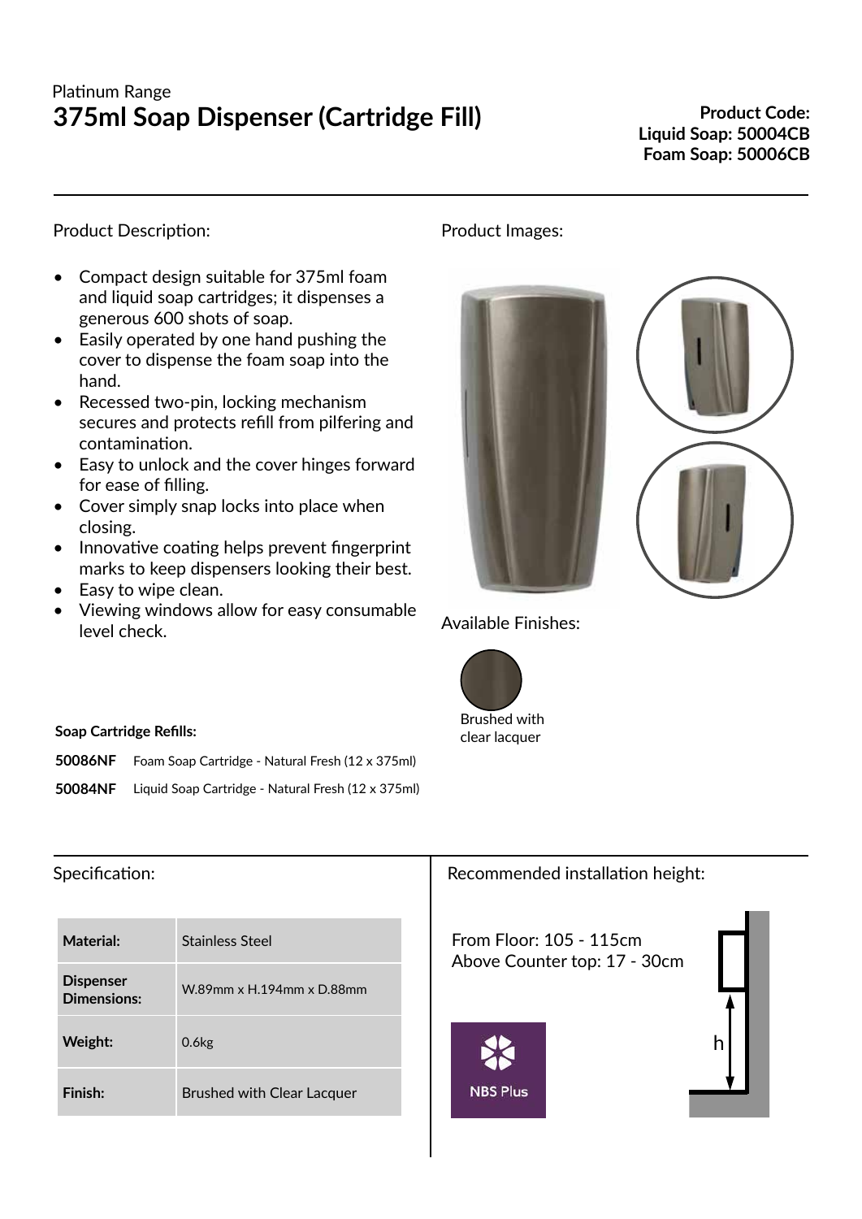Platinum Range

# 375ml Soap Dispenser (Cartridge Fill)

**Product Code:**
**Liquid Soap: 50004CB**
**Foam Soap: 50006CB**

---

Product Description:

- Compact design suitable for 375ml foam and liquid soap cartridges; it dispenses a generous 600 shots of soap.
- Easily operated by one hand pushing the cover to dispense the foam soap into the hand.
- Recessed two-pin, locking mechanism secures and protects refill from pilfering and contamination.
- Easy to unlock and the cover hinges forward for ease of filling.
- Cover simply snap locks into place when closing.
- Innovative coating helps prevent fingerprint marks to keep dispensers looking their best.
- Easy to wipe clean.
- Viewing windows allow for easy consumable level check.

Product Images:

Available Finishes:

Brushed with clear lacquer

**Soap Cartridge Refills:**

| | |
|---|---|
| **50086NF** | Foam Soap Cartridge - Natural Fresh (12 x 375ml) |
| **50084NF** | Liquid Soap Cartridge - Natural Fresh (12 x 375ml) |

---

Specification:

| | |
|---|---|
| **Material:** | Stainless Steel |
| **Dispenser Dimensions:** | W.89mm x H.194mm x D.88mm |
| **Weight:** | 0.6kg |
| **Finish:** | Brushed with Clear Lacquer |

Recommended installation height:

From Floor: 105 - 115cm
Above Counter top: 17 - 30cm

NBS Plus

h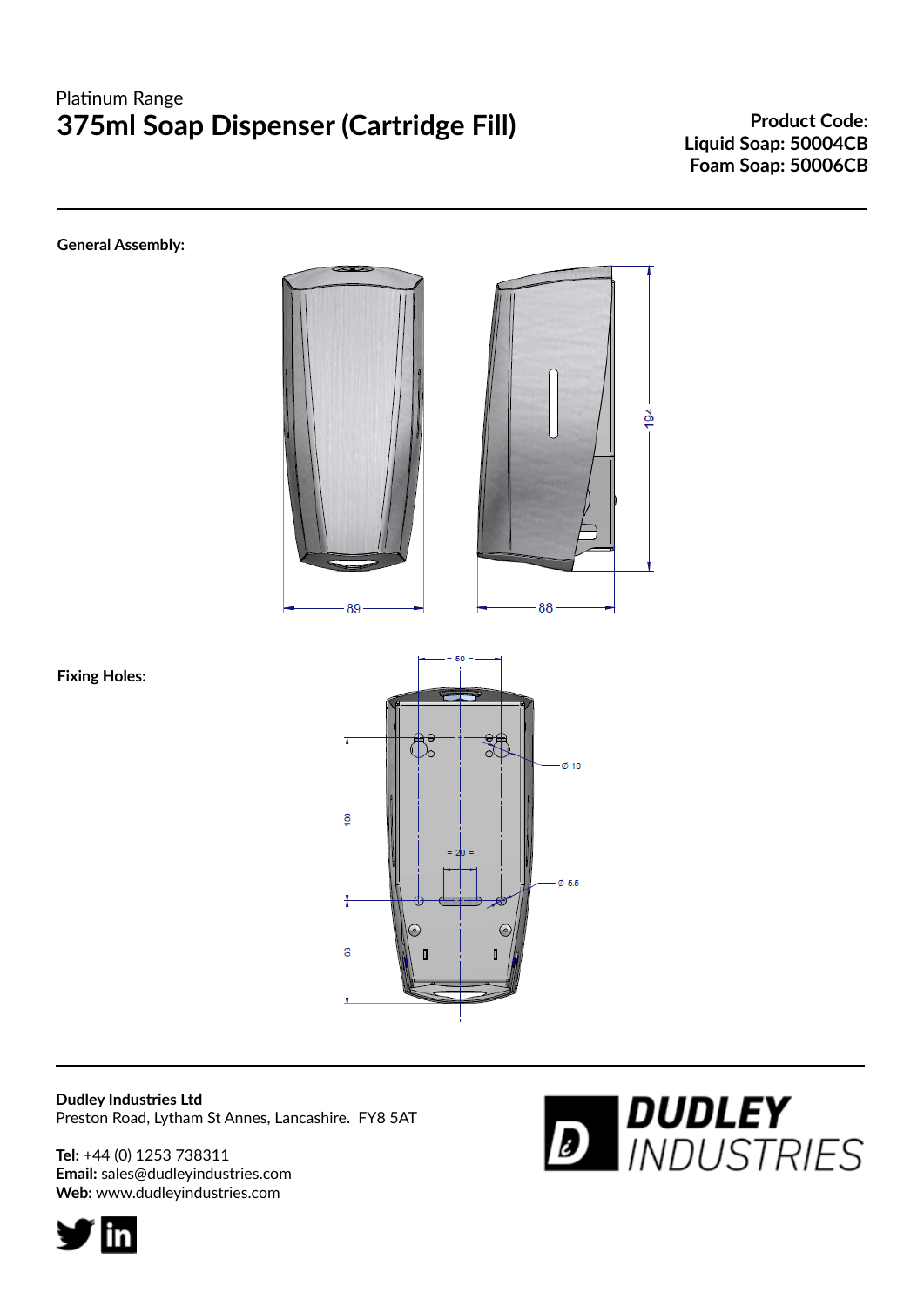Platinum Range

# 375ml Soap Dispenser (Cartridge Fill)

**Product Code:**
**Liquid Soap: 50004CB**
**Foam Soap: 50006CB**

**General Assembly:**

194

89

88

**Fixing Holes:**

= 50 =

Ø 10

100

= 20 =

Ø 5.5

63

**Dudley Industries Ltd**
Preston Road, Lytham St Annes, Lancashire. FY8 5AT

**Tel:** +44 (0) 1253 738311
**Email:** sales@dudleyindustries.com
**Web:** www.dudleyindustries.com

DUDLEY INDUSTRIES